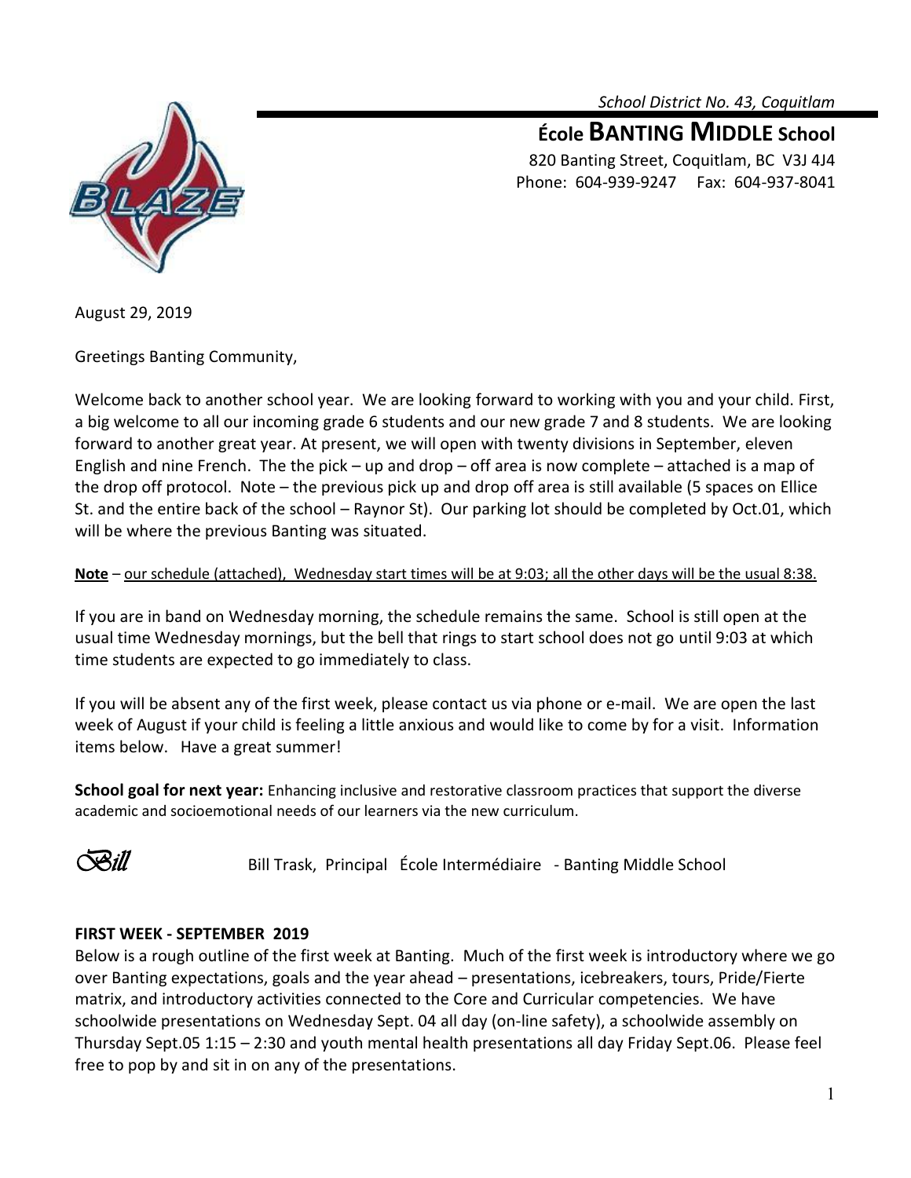*School District No. 43, Coquitlam*

# École BANTING MIDDLE School

820 Banting Street, Coquitlam, BC V3J 4J4
Phone: 604-939-9247 Fax: 604-937-8041

August 29, 2019

Greetings Banting Community,

Welcome back to another school year. We are looking forward to working with you and your child. First, a big welcome to all our incoming grade 6 students and our new grade 7 and 8 students. We are looking forward to another great year. At present, we will open with twenty divisions in September, eleven English and nine French. The the pick – up and drop – off area is now complete – attached is a map of the drop off protocol. Note – the previous pick up and drop off area is still available (5 spaces on Ellice St. and the entire back of the school – Raynor St). Our parking lot should be completed by Oct.01, which will be where the previous Banting was situated.

**Note** – our schedule (attached), Wednesday start times will be at 9:03; all the other days will be the usual 8:38.

If you are in band on Wednesday morning, the schedule remains the same. School is still open at the usual time Wednesday mornings, but the bell that rings to start school does not go until 9:03 at which time students are expected to go immediately to class.

If you will be absent any of the first week, please contact us via phone or e-mail. We are open the last week of August if your child is feeling a little anxious and would like to come by for a visit. Information items below. Have a great summer!

**School goal for next year:** Enhancing inclusive and restorative classroom practices that support the diverse academic and socioemotional needs of our learners via the new curriculum.

*Bill* Bill Trask, Principal École Intermédiaire - Banting Middle School

**FIRST WEEK - SEPTEMBER 2019**

Below is a rough outline of the first week at Banting. Much of the first week is introductory where we go over Banting expectations, goals and the year ahead – presentations, icebreakers, tours, Pride/Fierte matrix, and introductory activities connected to the Core and Curricular competencies. We have schoolwide presentations on Wednesday Sept. 04 all day (on-line safety), a schoolwide assembly on Thursday Sept.05 1:15 – 2:30 and youth mental health presentations all day Friday Sept.06. Please feel free to pop by and sit in on any of the presentations.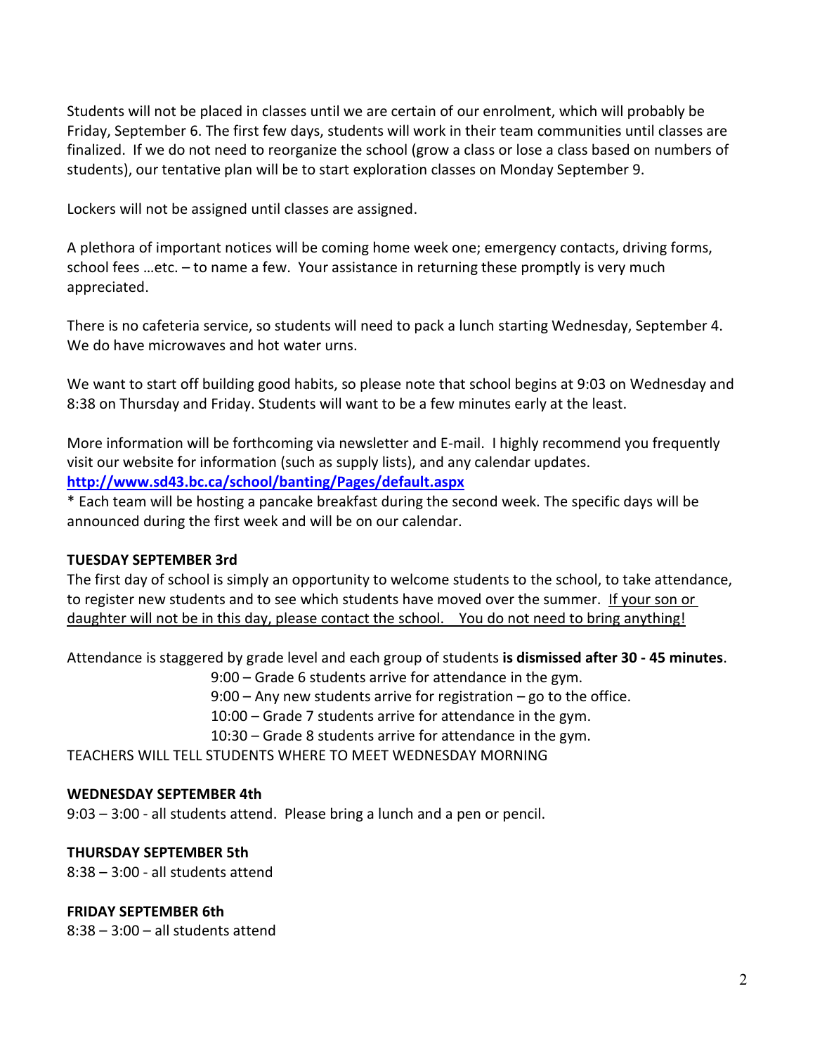Students will not be placed in classes until we are certain of our enrolment, which will probably be Friday, September 6. The first few days, students will work in their team communities until classes are finalized. If we do not need to reorganize the school (grow a class or lose a class based on numbers of students), our tentative plan will be to start exploration classes on Monday September 9.

Lockers will not be assigned until classes are assigned.

A plethora of important notices will be coming home week one; emergency contacts, driving forms, school fees …etc. – to name a few. Your assistance in returning these promptly is very much appreciated.

There is no cafeteria service, so students will need to pack a lunch starting Wednesday, September 4. We do have microwaves and hot water urns.

We want to start off building good habits, so please note that school begins at 9:03 on Wednesday and 8:38 on Thursday and Friday. Students will want to be a few minutes early at the least.

More information will be forthcoming via newsletter and E-mail. I highly recommend you frequently visit our website for information (such as supply lists), and any calendar updates.
**[http://www.sd43.bc.ca/school/banting/Pages/default.aspx](http://www.sd43.bc.ca/school/banting/Pages/default.aspx)**
* Each team will be hosting a pancake breakfast during the second week. The specific days will be announced during the first week and will be on our calendar.

**TUESDAY SEPTEMBER 3rd**

The first day of school is simply an opportunity to welcome students to the school, to take attendance, to register new students and to see which students have moved over the summer. <u>If your son or daughter will not be in this day, please contact the school. You do not need to bring anything!</u>

Attendance is staggered by grade level and each group of students **is dismissed after 30 - 45 minutes**.

9:00 – Grade 6 students arrive for attendance in the gym.
9:00 – Any new students arrive for registration – go to the office.
10:00 – Grade 7 students arrive for attendance in the gym.
10:30 – Grade 8 students arrive for attendance in the gym.

TEACHERS WILL TELL STUDENTS WHERE TO MEET WEDNESDAY MORNING

**WEDNESDAY SEPTEMBER 4th**

9:03 – 3:00 - all students attend. Please bring a lunch and a pen or pencil.

**THURSDAY SEPTEMBER 5th**

8:38 – 3:00 - all students attend

**FRIDAY SEPTEMBER 6th**

8:38 – 3:00 – all students attend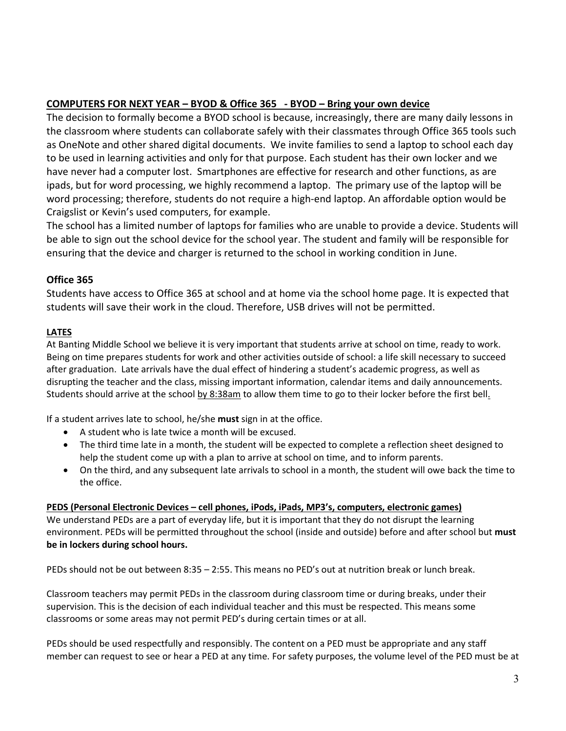## COMPUTERS FOR NEXT YEAR – BYOD & Office 365 - BYOD – Bring your own device

The decision to formally become a BYOD school is because, increasingly, there are many daily lessons in the classroom where students can collaborate safely with their classmates through Office 365 tools such as OneNote and other shared digital documents. We invite families to send a laptop to school each day to be used in learning activities and only for that purpose. Each student has their own locker and we have never had a computer lost. Smartphones are effective for research and other functions, as are ipads, but for word processing, we highly recommend a laptop. The primary use of the laptop will be word processing; therefore, students do not require a high-end laptop. An affordable option would be Craigslist or Kevin's used computers, for example.

The school has a limited number of laptops for families who are unable to provide a device. Students will be able to sign out the school device for the school year. The student and family will be responsible for ensuring that the device and charger is returned to the school in working condition in June.

### Office 365

Students have access to Office 365 at school and at home via the school home page. It is expected that students will save their work in the cloud. Therefore, USB drives will not be permitted.

## LATES

At Banting Middle School we believe it is very important that students arrive at school on time, ready to work. Being on time prepares students for work and other activities outside of school: a life skill necessary to succeed after graduation. Late arrivals have the dual effect of hindering a student's academic progress, as well as disrupting the teacher and the class, missing important information, calendar items and daily announcements. Students should arrive at the school by 8:38am to allow them time to go to their locker before the first bell.

If a student arrives late to school, he/she **must** sign in at the office.

- A student who is late twice a month will be excused.
- The third time late in a month, the student will be expected to complete a reflection sheet designed to help the student come up with a plan to arrive at school on time, and to inform parents.
- On the third, and any subsequent late arrivals to school in a month, the student will owe back the time to the office.

## PEDS (Personal Electronic Devices – cell phones, iPods, iPads, MP3's, computers, electronic games)

We understand PEDs are a part of everyday life, but it is important that they do not disrupt the learning environment. PEDs will be permitted throughout the school (inside and outside) before and after school but **must be in lockers during school hours.**

PEDs should not be out between 8:35 – 2:55. This means no PED's out at nutrition break or lunch break.

Classroom teachers may permit PEDs in the classroom during classroom time or during breaks, under their supervision. This is the decision of each individual teacher and this must be respected. This means some classrooms or some areas may not permit PED's during certain times or at all.

PEDs should be used respectfully and responsibly. The content on a PED must be appropriate and any staff member can request to see or hear a PED at any time. For safety purposes, the volume level of the PED must be at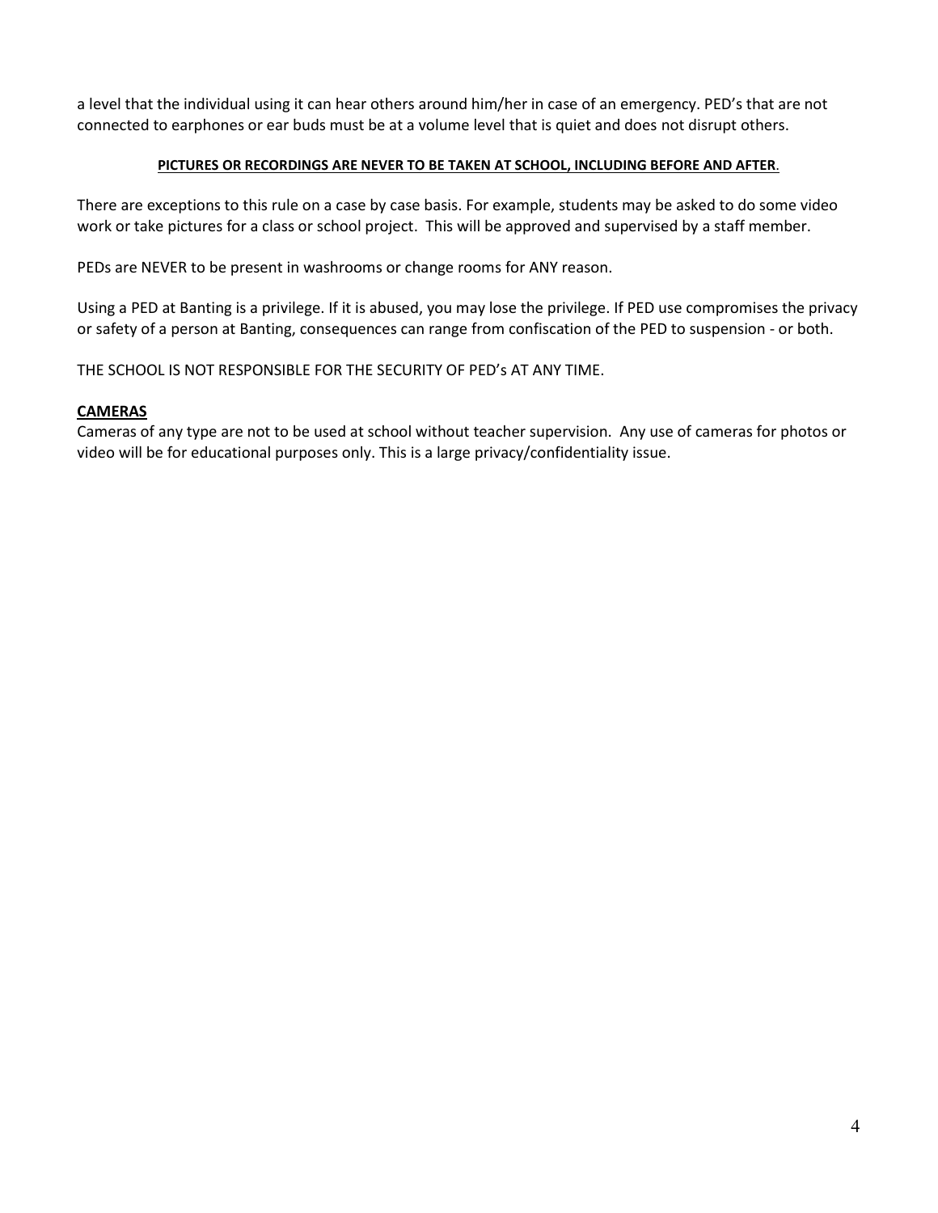a level that the individual using it can hear others around him/her in case of an emergency. PED's that are not connected to earphones or ear buds must be at a volume level that is quiet and does not disrupt others.

**PICTURES OR RECORDINGS ARE NEVER TO BE TAKEN AT SCHOOL, INCLUDING BEFORE AND AFTER**.

There are exceptions to this rule on a case by case basis. For example, students may be asked to do some video work or take pictures for a class or school project. This will be approved and supervised by a staff member.

PEDs are NEVER to be present in washrooms or change rooms for ANY reason.

Using a PED at Banting is a privilege. If it is abused, you may lose the privilege. If PED use compromises the privacy or safety of a person at Banting, consequences can range from confiscation of the PED to suspension - or both.

THE SCHOOL IS NOT RESPONSIBLE FOR THE SECURITY OF PED's AT ANY TIME.

**CAMERAS**

Cameras of any type are not to be used at school without teacher supervision. Any use of cameras for photos or video will be for educational purposes only. This is a large privacy/confidentiality issue.